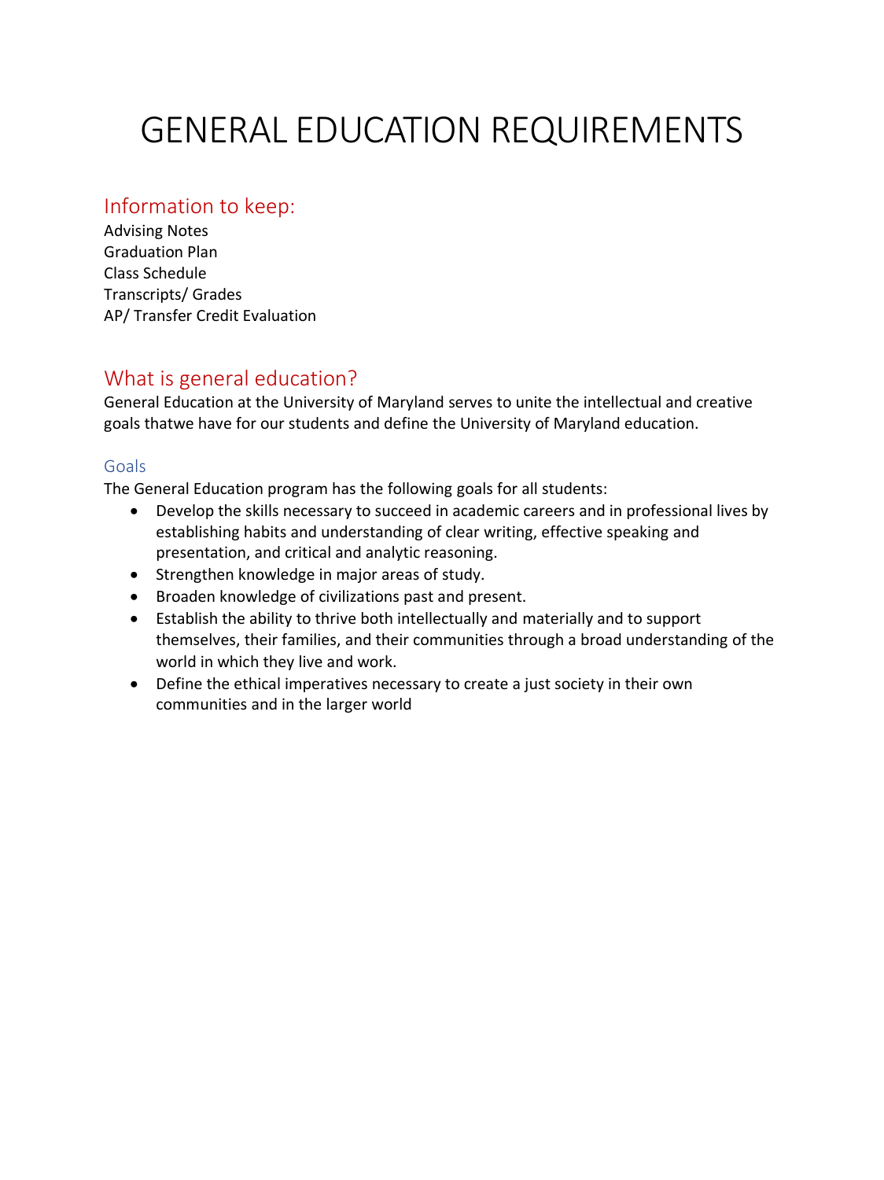# GENERAL EDUCATION REQUIREMENTS

## Information to keep:

Advising Notes
Graduation Plan
Class Schedule
Transcripts/ Grades
AP/ Transfer Credit Evaluation

## What is general education?

General Education at the University of Maryland serves to unite the intellectual and creative goals thatwe have for our students and define the University of Maryland education.

### Goals

The General Education program has the following goals for all students:

- Develop the skills necessary to succeed in academic careers and in professional lives by establishing habits and understanding of clear writing, effective speaking and presentation, and critical and analytic reasoning.
- Strengthen knowledge in major areas of study.
- Broaden knowledge of civilizations past and present.
- Establish the ability to thrive both intellectually and materially and to support themselves, their families, and their communities through a broad understanding of the world in which they live and work.
- Define the ethical imperatives necessary to create a just society in their own communities and in the larger world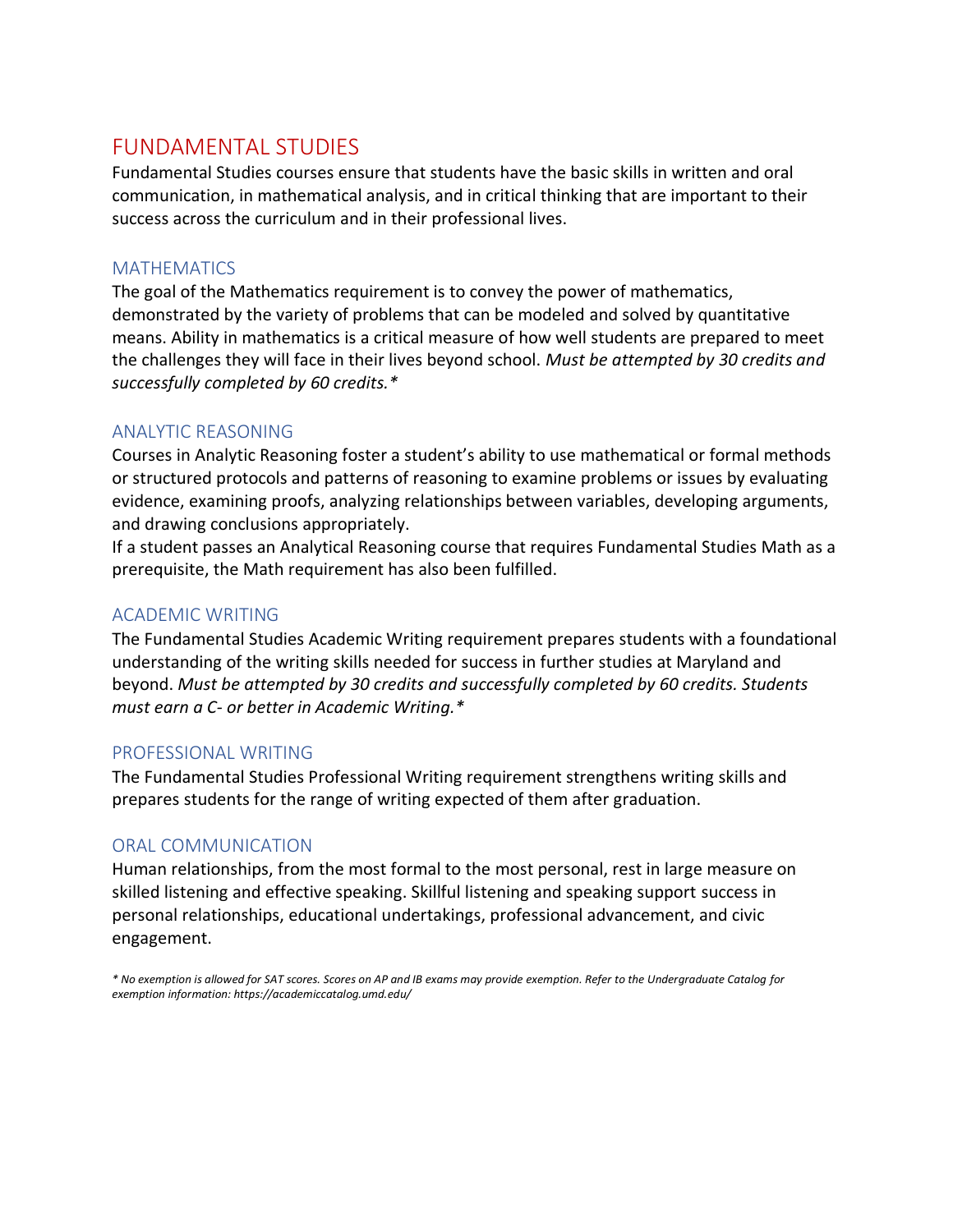# FUNDAMENTAL STUDIES

Fundamental Studies courses ensure that students have the basic skills in written and oral communication, in mathematical analysis, and in critical thinking that are important to their success across the curriculum and in their professional lives.

## MATHEMATICS

The goal of the Mathematics requirement is to convey the power of mathematics, demonstrated by the variety of problems that can be modeled and solved by quantitative means. Ability in mathematics is a critical measure of how well students are prepared to meet the challenges they will face in their lives beyond school. *Must be attempted by 30 credits and successfully completed by 60 credits.**

## ANALYTIC REASONING

Courses in Analytic Reasoning foster a student's ability to use mathematical or formal methods or structured protocols and patterns of reasoning to examine problems or issues by evaluating evidence, examining proofs, analyzing relationships between variables, developing arguments, and drawing conclusions appropriately.

If a student passes an Analytical Reasoning course that requires Fundamental Studies Math as a prerequisite, the Math requirement has also been fulfilled.

## ACADEMIC WRITING

The Fundamental Studies Academic Writing requirement prepares students with a foundational understanding of the writing skills needed for success in further studies at Maryland and beyond. *Must be attempted by 30 credits and successfully completed by 60 credits. Students must earn a C- or better in Academic Writing.**

## PROFESSIONAL WRITING

The Fundamental Studies Professional Writing requirement strengthens writing skills and prepares students for the range of writing expected of them after graduation.

## ORAL COMMUNICATION

Human relationships, from the most formal to the most personal, rest in large measure on skilled listening and effective speaking. Skillful listening and speaking support success in personal relationships, educational undertakings, professional advancement, and civic engagement.

*\* No exemption is allowed for SAT scores. Scores on AP and IB exams may provide exemption. Refer to the Undergraduate Catalog for exemption information: https://academiccatalog.umd.edu/*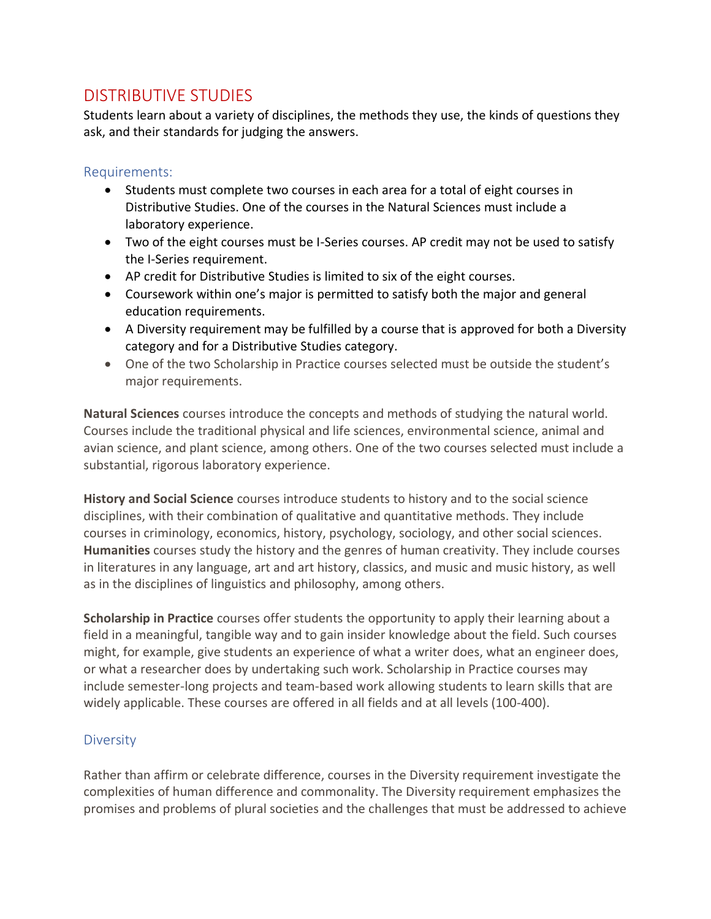# DISTRIBUTIVE STUDIES

Students learn about a variety of disciplines, the methods they use, the kinds of questions they ask, and their standards for judging the answers.

## Requirements:

- Students must complete two courses in each area for a total of eight courses in Distributive Studies. One of the courses in the Natural Sciences must include a laboratory experience.
- Two of the eight courses must be I-Series courses. AP credit may not be used to satisfy the I-Series requirement.
- AP credit for Distributive Studies is limited to six of the eight courses.
- Coursework within one's major is permitted to satisfy both the major and general education requirements.
- A Diversity requirement may be fulfilled by a course that is approved for both a Diversity category and for a Distributive Studies category.
- One of the two Scholarship in Practice courses selected must be outside the student's major requirements.

**Natural Sciences** courses introduce the concepts and methods of studying the natural world. Courses include the traditional physical and life sciences, environmental science, animal and avian science, and plant science, among others. One of the two courses selected must include a substantial, rigorous laboratory experience.

**History and Social Science** courses introduce students to history and to the social science disciplines, with their combination of qualitative and quantitative methods. They include courses in criminology, economics, history, psychology, sociology, and other social sciences.
**Humanities** courses study the history and the genres of human creativity. They include courses in literatures in any language, art and art history, classics, and music and music history, as well as in the disciplines of linguistics and philosophy, among others.

**Scholarship in Practice** courses offer students the opportunity to apply their learning about a field in a meaningful, tangible way and to gain insider knowledge about the field. Such courses might, for example, give students an experience of what a writer does, what an engineer does, or what a researcher does by undertaking such work. Scholarship in Practice courses may include semester-long projects and team-based work allowing students to learn skills that are widely applicable. These courses are offered in all fields and at all levels (100-400).

## Diversity

Rather than affirm or celebrate difference, courses in the Diversity requirement investigate the complexities of human difference and commonality. The Diversity requirement emphasizes the promises and problems of plural societies and the challenges that must be addressed to achieve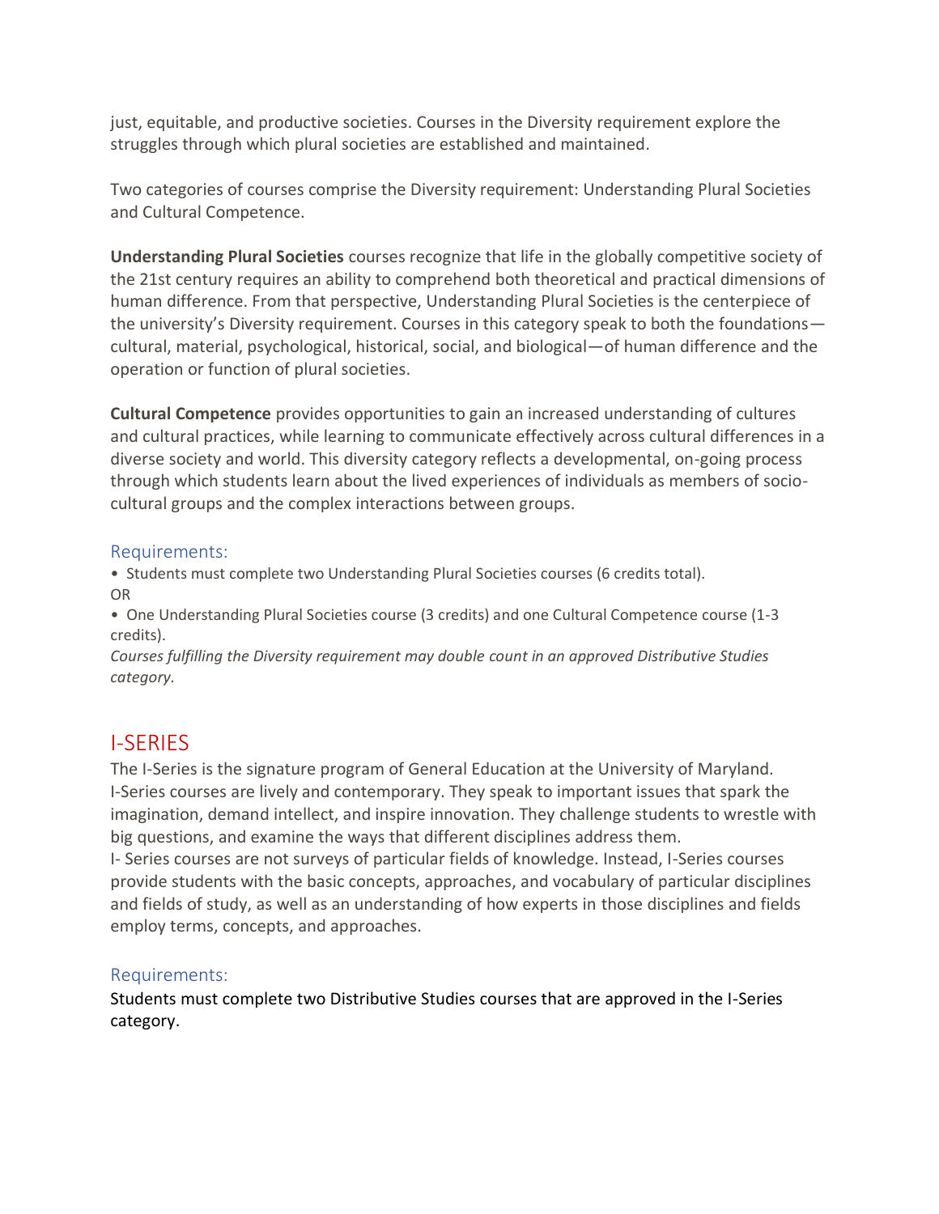just, equitable, and productive societies. Courses in the Diversity requirement explore the struggles through which plural societies are established and maintained.

Two categories of courses comprise the Diversity requirement: Understanding Plural Societies and Cultural Competence.

**Understanding Plural Societies** courses recognize that life in the globally competitive society of the 21st century requires an ability to comprehend both theoretical and practical dimensions of human difference. From that perspective, Understanding Plural Societies is the centerpiece of the university's Diversity requirement. Courses in this category speak to both the foundations—cultural, material, psychological, historical, social, and biological—of human difference and the operation or function of plural societies.

**Cultural Competence** provides opportunities to gain an increased understanding of cultures and cultural practices, while learning to communicate effectively across cultural differences in a diverse society and world. This diversity category reflects a developmental, on-going process through which students learn about the lived experiences of individuals as members of socio-cultural groups and the complex interactions between groups.

### Requirements:

- Students must complete two Understanding Plural Societies courses (6 credits total).

OR

- One Understanding Plural Societies course (3 credits) and one Cultural Competence course (1-3 credits).

*Courses fulfilling the Diversity requirement may double count in an approved Distributive Studies category.*

## I-SERIES

The I-Series is the signature program of General Education at the University of Maryland. I-Series courses are lively and contemporary. They speak to important issues that spark the imagination, demand intellect, and inspire innovation. They challenge students to wrestle with big questions, and examine the ways that different disciplines address them.

I- Series courses are not surveys of particular fields of knowledge. Instead, I-Series courses provide students with the basic concepts, approaches, and vocabulary of particular disciplines and fields of study, as well as an understanding of how experts in those disciplines and fields employ terms, concepts, and approaches.

### Requirements:

Students must complete two Distributive Studies courses that are approved in the I-Series category.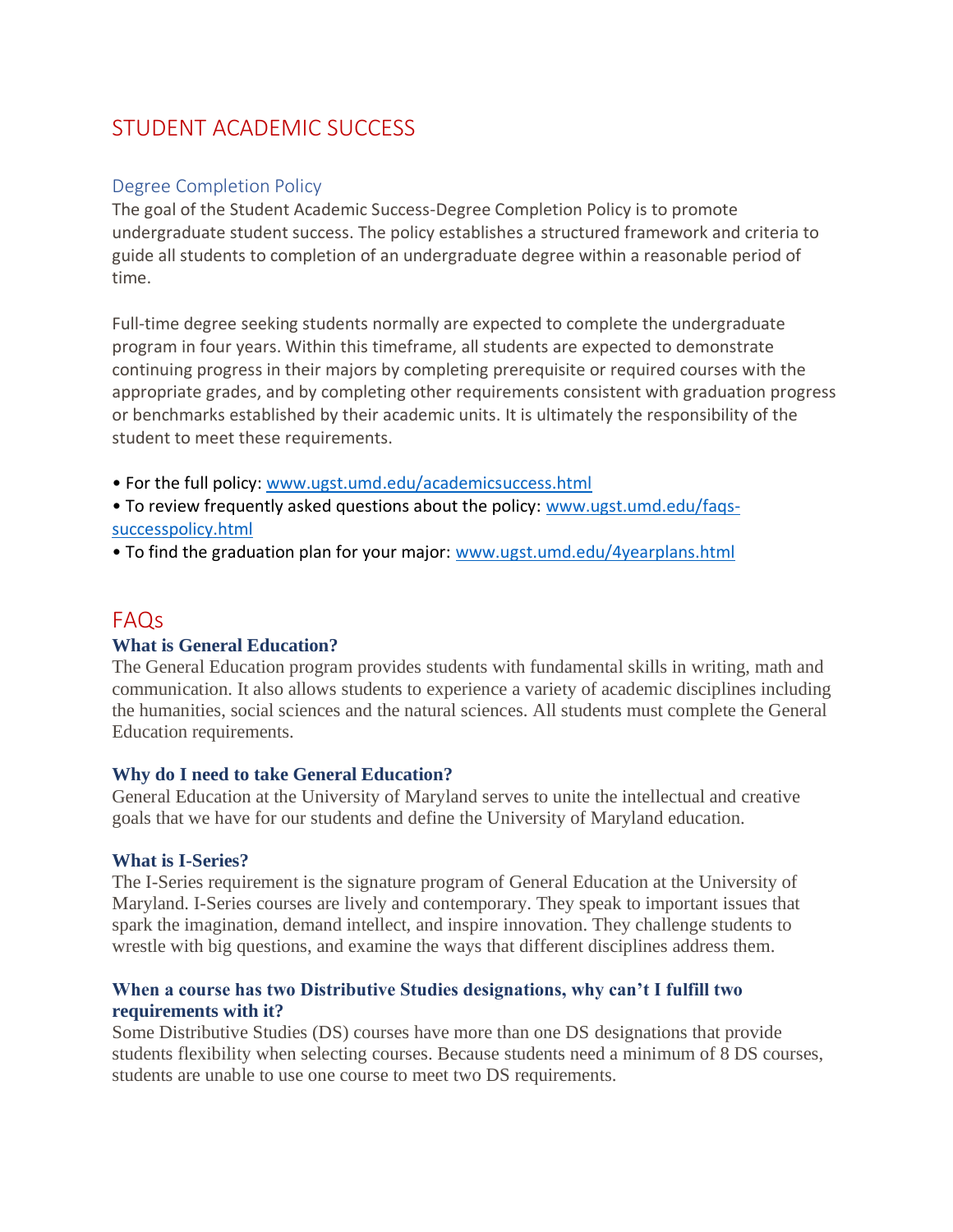# STUDENT ACADEMIC SUCCESS

## Degree Completion Policy

The goal of the Student Academic Success-Degree Completion Policy is to promote undergraduate student success. The policy establishes a structured framework and criteria to guide all students to completion of an undergraduate degree within a reasonable period of time.

Full-time degree seeking students normally are expected to complete the undergraduate program in four years. Within this timeframe, all students are expected to demonstrate continuing progress in their majors by completing prerequisite or required courses with the appropriate grades, and by completing other requirements consistent with graduation progress or benchmarks established by their academic units. It is ultimately the responsibility of the student to meet these requirements.

- For the full policy: www.ugst.umd.edu/academicsuccess.html
- To review frequently asked questions about the policy: www.ugst.umd.edu/faqs-successpolicy.html
- To find the graduation plan for your major: www.ugst.umd.edu/4yearplans.html

# FAQs

### What is General Education?

The General Education program provides students with fundamental skills in writing, math and communication. It also allows students to experience a variety of academic disciplines including the humanities, social sciences and the natural sciences. All students must complete the General Education requirements.

### Why do I need to take General Education?

General Education at the University of Maryland serves to unite the intellectual and creative goals that we have for our students and define the University of Maryland education.

### What is I-Series?

The I-Series requirement is the signature program of General Education at the University of Maryland. I-Series courses are lively and contemporary. They speak to important issues that spark the imagination, demand intellect, and inspire innovation. They challenge students to wrestle with big questions, and examine the ways that different disciplines address them.

### When a course has two Distributive Studies designations, why can't I fulfill two requirements with it?

Some Distributive Studies (DS) courses have more than one DS designations that provide students flexibility when selecting courses. Because students need a minimum of 8 DS courses, students are unable to use one course to meet two DS requirements.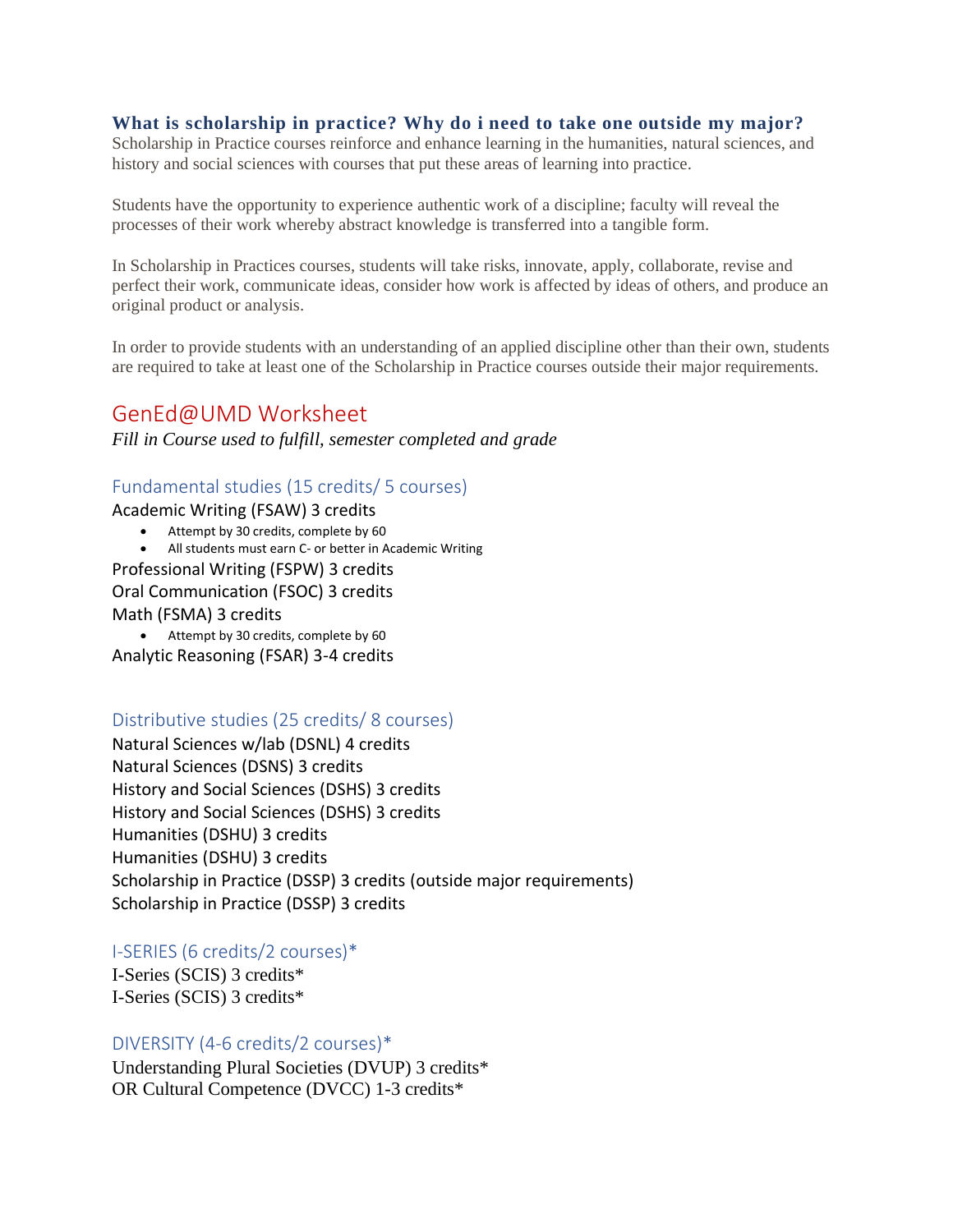### What is scholarship in practice? Why do i need to take one outside my major?

Scholarship in Practice courses reinforce and enhance learning in the humanities, natural sciences, and history and social sciences with courses that put these areas of learning into practice.

Students have the opportunity to experience authentic work of a discipline; faculty will reveal the processes of their work whereby abstract knowledge is transferred into a tangible form.

In Scholarship in Practices courses, students will take risks, innovate, apply, collaborate, revise and perfect their work, communicate ideas, consider how work is affected by ideas of others, and produce an original product or analysis.

In order to provide students with an understanding of an applied discipline other than their own, students are required to take at least one of the Scholarship in Practice courses outside their major requirements.

## GenEd@UMD Worksheet

*Fill in Course used to fulfill, semester completed and grade*

### Fundamental studies (15 credits/ 5 courses)

Academic Writing (FSAW) 3 credits

- Attempt by 30 credits, complete by 60
- All students must earn C- or better in Academic Writing

Professional Writing (FSPW) 3 credits

Oral Communication (FSOC) 3 credits

Math (FSMA) 3 credits

- Attempt by 30 credits, complete by 60

Analytic Reasoning (FSAR) 3-4 credits

### Distributive studies (25 credits/ 8 courses)

Natural Sciences w/lab (DSNL) 4 credits

Natural Sciences (DSNS) 3 credits

History and Social Sciences (DSHS) 3 credits

History and Social Sciences (DSHS) 3 credits

Humanities (DSHU) 3 credits

Humanities (DSHU) 3 credits

Scholarship in Practice (DSSP) 3 credits (outside major requirements)

Scholarship in Practice (DSSP) 3 credits

### I-SERIES (6 credits/2 courses)*

I-Series (SCIS) 3 credits*

I-Series (SCIS) 3 credits*

### DIVERSITY (4-6 credits/2 courses)*

Understanding Plural Societies (DVUP) 3 credits*

OR Cultural Competence (DVCC) 1-3 credits*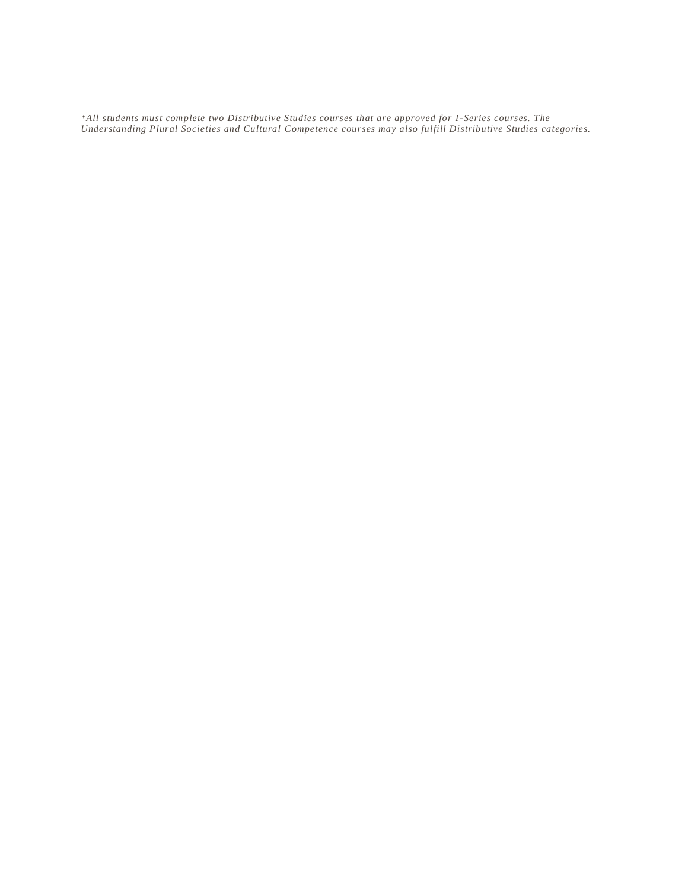*\*All students must complete two Distributive Studies courses that are approved for I-Series courses. The Understanding Plural Societies and Cultural Competence courses may also fulfill Distributive Studies categories.*